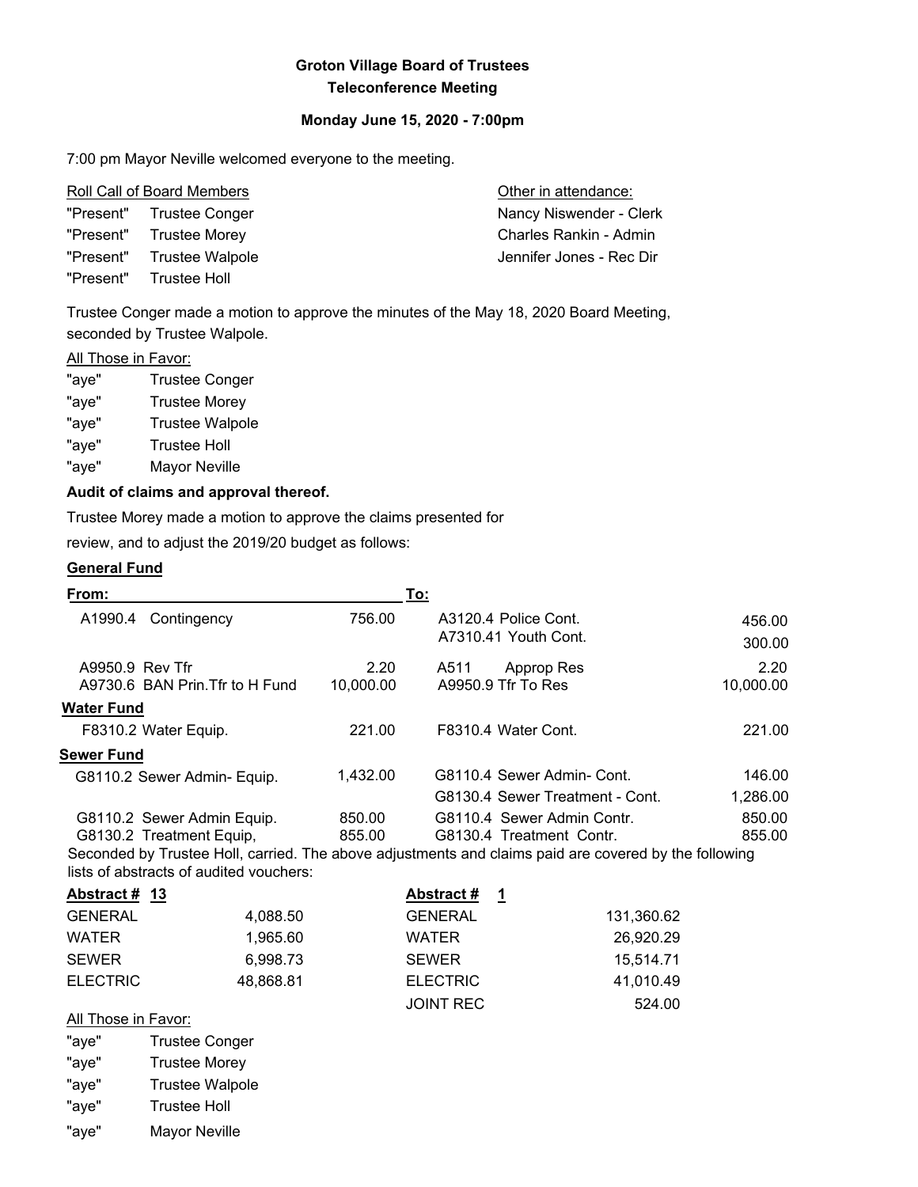# Groton Village Board of Trustees
## Teleconference Meeting

### Monday June 15, 2020 - 7:00pm

7:00 pm Mayor Neville welcomed everyone to the meeting.

| Roll Call of Board Members | | Other in attendance: |
|---|---|---|
| "Present" | Trustee Conger | Nancy Niswender - Clerk |
| "Present" | Trustee Morey | Charles Rankin - Admin |
| "Present" | Trustee Walpole | Jennifer Jones - Rec Dir |
| "Present" | Trustee Holl | |

Trustee Conger made a motion to approve the minutes of the May 18, 2020 Board Meeting, seconded by Trustee Walpole.

All Those in Favor:

"aye" Trustee Conger
"aye" Trustee Morey
"aye" Trustee Walpole
"aye" Trustee Holl
"aye" Mayor Neville

**Audit of claims and approval thereof.**

Trustee Morey made a motion to approve the claims presented for review, and to adjust the 2019/20 budget as follows:

**General Fund**

| From: | | To: | |
|---|---|---|---|
| A1990.4 Contingency | 756.00 | A3120.4 Police Cont. | 456.00 |
| | | A7310.41 Youth Cont. | 300.00 |
| A9950.9 Rev Tfr | 2.20 | A511 Approp Res | 2.20 |
| A9730.6 BAN Prin.Tfr to H Fund | 10,000.00 | A9950.9 Tfr To Res | 10,000.00 |
| **Water Fund** | | | |
| F8310.2 Water Equip. | 221.00 | F8310.4 Water Cont. | 221.00 |
| **Sewer Fund** | | | |
| G8110.2 Sewer Admin- Equip. | 1,432.00 | G8110.4 Sewer Admin- Cont. | 146.00 |
| | | G8130.4 Sewer Treatment - Cont. | 1,286.00 |
| G8110.2 Sewer Admin Equip. | 850.00 | G8110.4 Sewer Admin Contr. | 850.00 |
| G8130.2 Treatment Equip, | 855.00 | G8130.4 Treatment Contr. | 855.00 |

Seconded by Trustee Holl, carried. The above adjustments and claims paid are covered by the following lists of abstracts of audited vouchers:

| Abstract # 13 | | Abstract # 1 | |
|---|---|---|---|
| GENERAL | 4,088.50 | GENERAL | 131,360.62 |
| WATER | 1,965.60 | WATER | 26,920.29 |
| SEWER | 6,998.73 | SEWER | 15,514.71 |
| ELECTRIC | 48,868.81 | ELECTRIC | 41,010.49 |
| | | JOINT REC | 524.00 |

All Those in Favor:

"aye" Trustee Conger
"aye" Trustee Morey
"aye" Trustee Walpole
"aye" Trustee Holl
"aye" Mayor Neville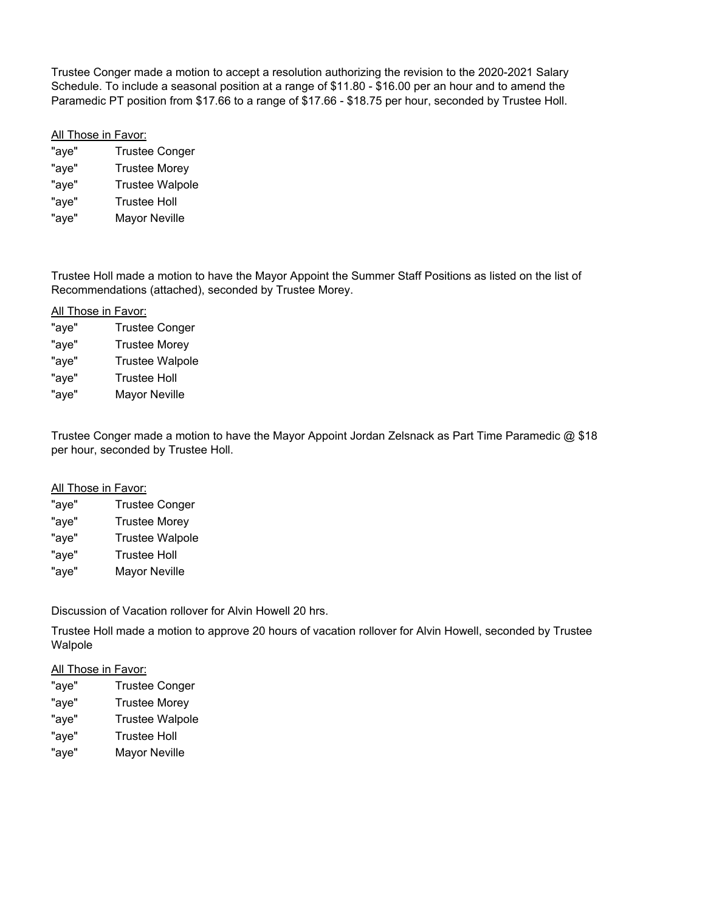Trustee Conger made a motion to accept a resolution authorizing the revision to the 2020-2021 Salary Schedule. To include a seasonal position at a range of $11.80 - $16.00 per an hour and to amend the Paramedic PT position from $17.66 to a range of $17.66 - $18.75 per hour, seconded by Trustee Holl.

<u>All Those in Favor:</u>

"aye" Trustee Conger
"aye" Trustee Morey
"aye" Trustee Walpole
"aye" Trustee Holl
"aye" Mayor Neville

Trustee Holl made a motion to have the Mayor Appoint the Summer Staff Positions as listed on the list of Recommendations (attached), seconded by Trustee Morey.

<u>All Those in Favor:</u>

"aye" Trustee Conger
"aye" Trustee Morey
"aye" Trustee Walpole
"aye" Trustee Holl
"aye" Mayor Neville

Trustee Conger made a motion to have the Mayor Appoint Jordan Zelsnack as Part Time Paramedic @ $18 per hour, seconded by Trustee Holl.

<u>All Those in Favor:</u>

"aye" Trustee Conger
"aye" Trustee Morey
"aye" Trustee Walpole
"aye" Trustee Holl
"aye" Mayor Neville

Discussion of Vacation rollover for Alvin Howell 20 hrs.

Trustee Holl made a motion to approve 20 hours of vacation rollover for Alvin Howell, seconded by Trustee Walpole

<u>All Those in Favor:</u>

"aye" Trustee Conger
"aye" Trustee Morey
"aye" Trustee Walpole
"aye" Trustee Holl
"aye" Mayor Neville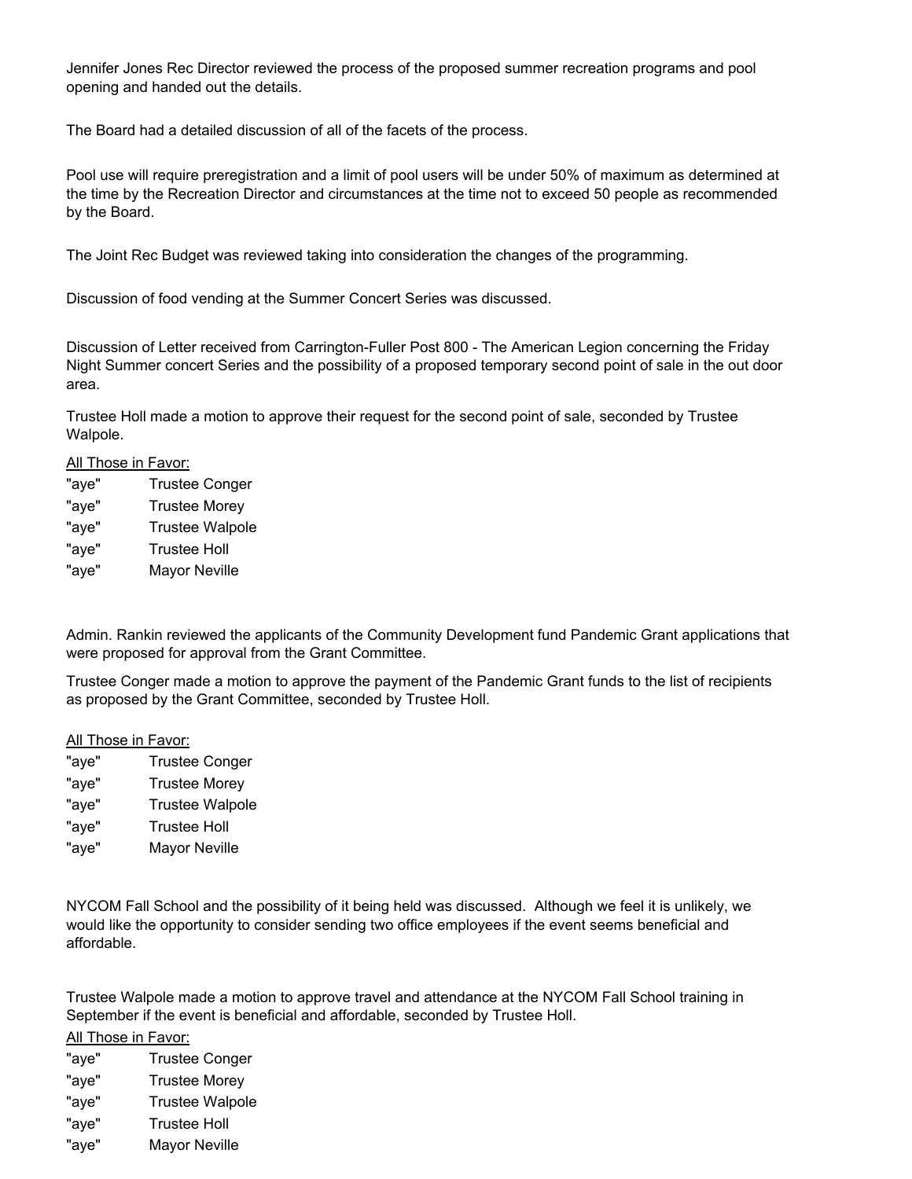Jennifer Jones Rec Director reviewed the process of the proposed summer recreation programs and pool opening and handed out the details.

The Board had a detailed discussion of all of the facets of the process.

Pool use will require preregistration and a limit of pool users will be under 50% of maximum as determined at the time by the Recreation Director and circumstances at the time not to exceed 50 people as recommended by the Board.

The Joint Rec Budget was reviewed taking into consideration the changes of the programming.

Discussion of food vending at the Summer Concert Series was discussed.

Discussion of Letter received from Carrington-Fuller Post 800 - The American Legion concerning the Friday Night Summer concert Series and the possibility of a proposed temporary second point of sale in the out door area.

Trustee Holl made a motion to approve their request for the second point of sale, seconded by Trustee Walpole.

<u>All Those in Favor:</u>

"aye" Trustee Conger
"aye" Trustee Morey
"aye" Trustee Walpole
"aye" Trustee Holl
"aye" Mayor Neville

Admin. Rankin reviewed the applicants of the Community Development fund Pandemic Grant applications that were proposed for approval from the Grant Committee.

Trustee Conger made a motion to approve the payment of the Pandemic Grant funds to the list of recipients as proposed by the Grant Committee, seconded by Trustee Holl.

<u>All Those in Favor:</u>

"aye" Trustee Conger
"aye" Trustee Morey
"aye" Trustee Walpole
"aye" Trustee Holl
"aye" Mayor Neville

NYCOM Fall School and the possibility of it being held was discussed. Although we feel it is unlikely, we would like the opportunity to consider sending two office employees if the event seems beneficial and affordable.

Trustee Walpole made a motion to approve travel and attendance at the NYCOM Fall School training in September if the event is beneficial and affordable, seconded by Trustee Holl.

<u>All Those in Favor:</u>

"aye" Trustee Conger
"aye" Trustee Morey
"aye" Trustee Walpole
"aye" Trustee Holl
"aye" Mayor Neville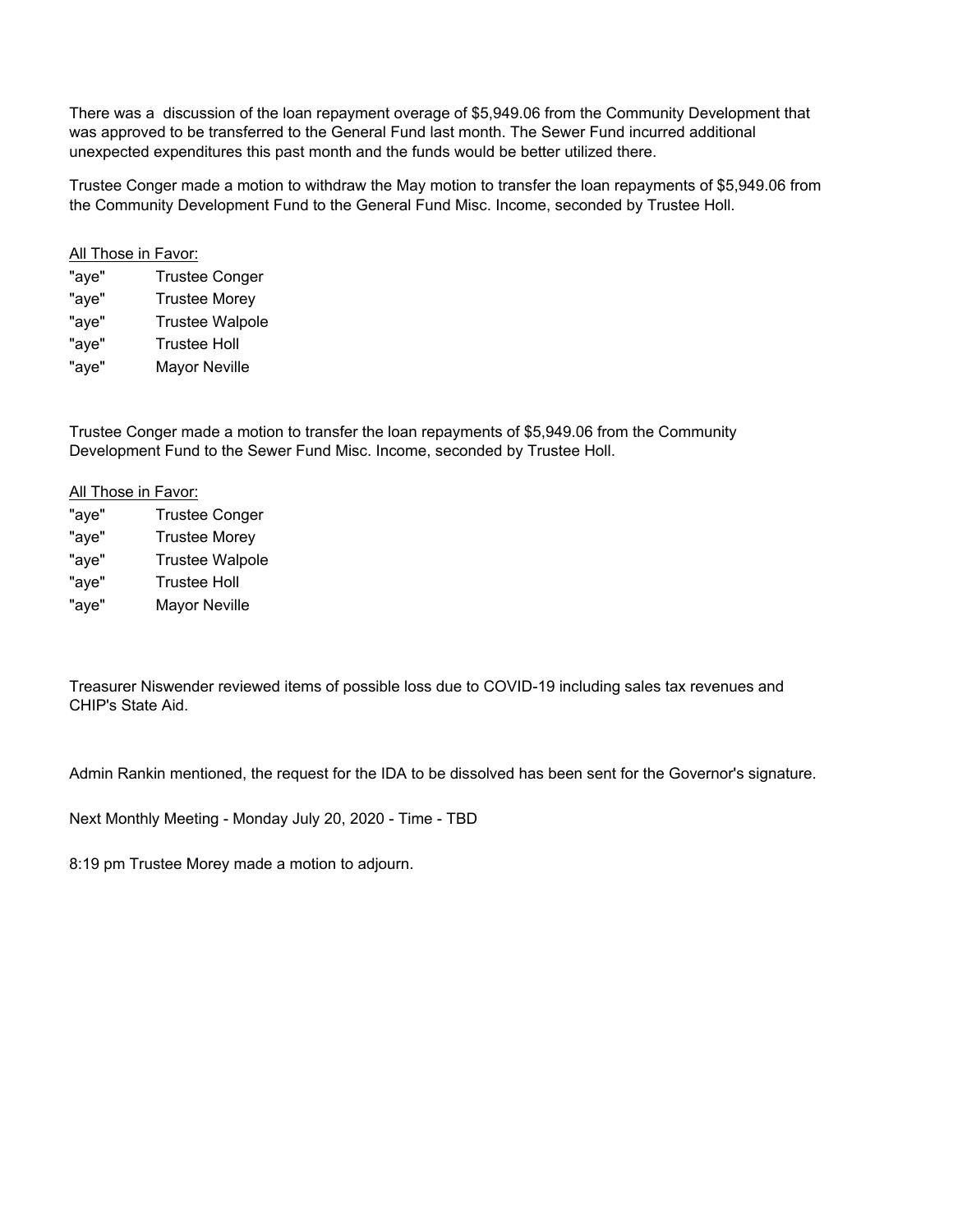There was a discussion of the loan repayment overage of $5,949.06 from the Community Development that was approved to be transferred to the General Fund last month. The Sewer Fund incurred additional unexpected expenditures this past month and the funds would be better utilized there.

Trustee Conger made a motion to withdraw the May motion to transfer the loan repayments of $5,949.06 from the Community Development Fund to the General Fund Misc. Income, seconded by Trustee Holl.

<u>All Those in Favor:</u>

"aye" Trustee Conger
"aye" Trustee Morey
"aye" Trustee Walpole
"aye" Trustee Holl
"aye" Mayor Neville

Trustee Conger made a motion to transfer the loan repayments of $5,949.06 from the Community Development Fund to the Sewer Fund Misc. Income, seconded by Trustee Holl.

<u>All Those in Favor:</u>

"aye" Trustee Conger
"aye" Trustee Morey
"aye" Trustee Walpole
"aye" Trustee Holl
"aye" Mayor Neville

Treasurer Niswender reviewed items of possible loss due to COVID-19 including sales tax revenues and CHIP's State Aid.

Admin Rankin mentioned, the request for the IDA to be dissolved has been sent for the Governor's signature.

Next Monthly Meeting - Monday July 20, 2020 - Time - TBD

8:19 pm Trustee Morey made a motion to adjourn.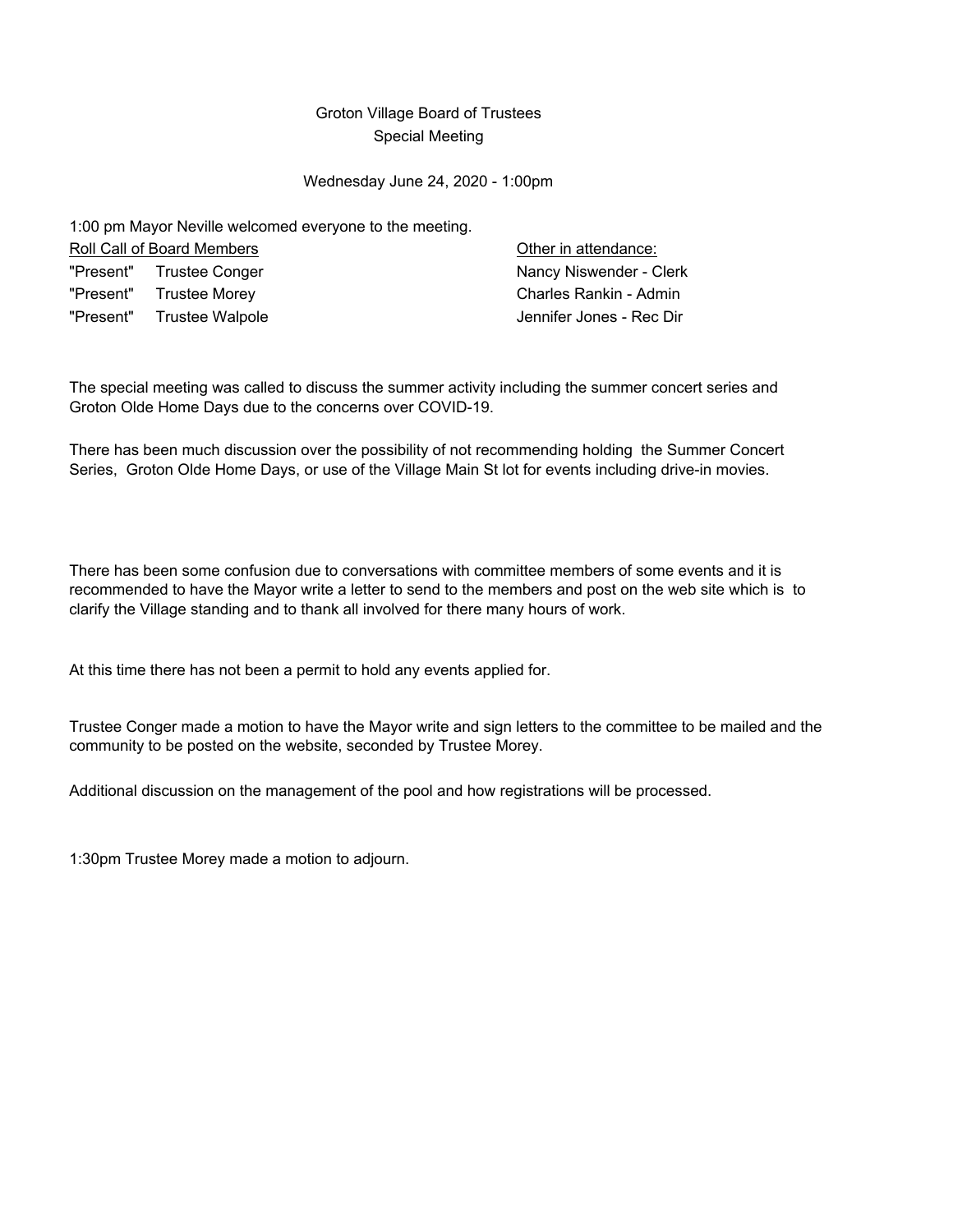Groton Village Board of Trustees
Special Meeting

Wednesday June 24, 2020 - 1:00pm

1:00 pm Mayor Neville welcomed everyone to the meeting.

| Roll Call of Board Members | | Other in attendance: |
|---|---|---|
| "Present" | Trustee Conger | Nancy Niswender - Clerk |
| "Present" | Trustee Morey | Charles Rankin - Admin |
| "Present" | Trustee Walpole | Jennifer Jones - Rec Dir |

The special meeting was called to discuss the summer activity including the summer concert series and Groton Olde Home Days due to the concerns over COVID-19.

There has been much discussion over the possibility of not recommending holding the Summer Concert Series, Groton Olde Home Days, or use of the Village Main St lot for events including drive-in movies.

There has been some confusion due to conversations with committee members of some events and it is recommended to have the Mayor write a letter to send to the members and post on the web site which is to clarify the Village standing and to thank all involved for there many hours of work.

At this time there has not been a permit to hold any events applied for.

Trustee Conger made a motion to have the Mayor write and sign letters to the committee to be mailed and the community to be posted on the website, seconded by Trustee Morey.

Additional discussion on the management of the pool and how registrations will be processed.

1:30pm Trustee Morey made a motion to adjourn.